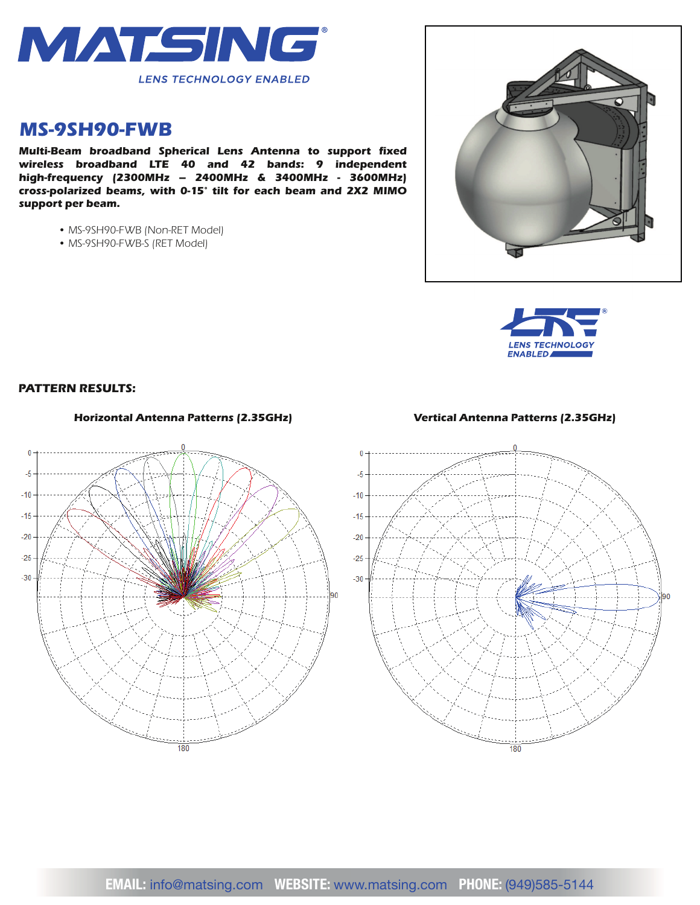# MATSING

LENS TECHNOLOGY ENABLED

## MS-9SH90-FWB

**Multi-Beam broadband Spherical Lens Antenna to support fixed wireless broadband LTE 40 and 42 bands: 9 independent high-frequency (2300MHz – 2400MHz & 3400MHz - 3600MHz) cross-polarized beams, with 0-15° tilt for each beam and 2X2 MIMO support per beam.**

- MS-9SH90-FWB (Non-RET Model)
- MS-9SH90-FWB-S (RET Model)

LENS TECHNOLOGY ENABLED

### PATTERN RESULTS:

**Horizontal Antenna Patterns (2.35GHz)**

**Vertical Antenna Patterns (2.35GHz)**

**EMAIL:** info@matsing.com **WEBSITE:** www.matsing.com **PHONE:** (949)585-5144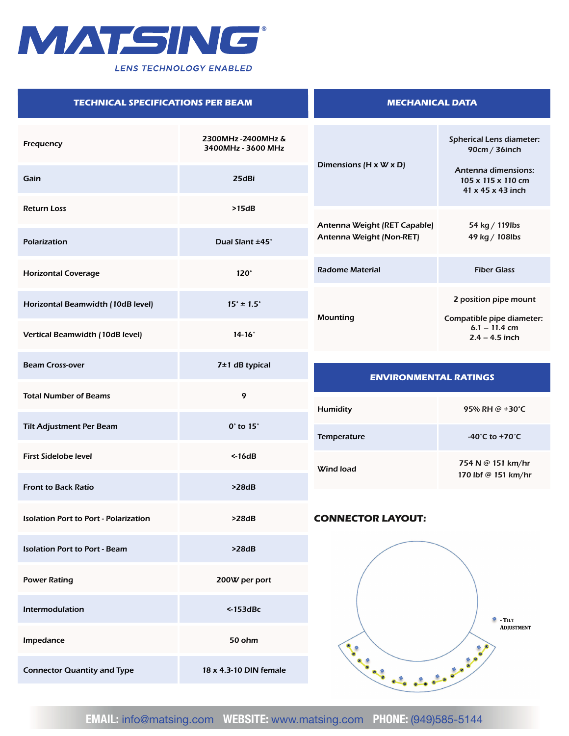# MATSING

LENS TECHNOLOGY ENABLED

| TECHNICAL SPECIFICATIONS PER BEAM | |
|---|---|
| Frequency | 2300MHz -2400MHz & 3400MHz - 3600 MHz |
| Gain | 25dBi |
| Return Loss | >15dB |
| Polarization | Dual Slant ±45˚ |
| Horizontal Coverage | 120˚ |
| Horizontal Beamwidth (10dB level) | 15˚ ± 1.5˚ |
| Vertical Beamwidth (10dB level) | 14-16˚ |
| Beam Cross-over | 7±1 dB typical |
| Total Number of Beams | 9 |
| Tilt Adjustment Per Beam | 0˚ to 15˚ |
| First Sidelobe level | <-16dB |
| Front to Back Ratio | >28dB |
| Isolation Port to Port - Polarization | >28dB |
| Isolation Port to Port - Beam | >28dB |
| Power Rating | 200W per port |
| Intermodulation | <-153dBc |
| Impedance | 50 ohm |
| Connector Quantity and Type | 18 x 4.3-10 DIN female |

| MECHANICAL DATA | |
|---|---|
| Dimensions (H x W x D) | Spherical Lens diameter: 90cm / 36inch<br>Antenna dimensions: 105 x 115 x 110 cm 41 x 45 x 43 inch |
| Antenna Weight (RET Capable)<br>Antenna Weight (Non-RET) | 54 kg / 119lbs<br>49 kg / 108lbs |
| Radome Material | Fiber Glass |
| Mounting | 2 position pipe mount<br>Compatible pipe diameter: 6.1 – 11.4 cm 2.4 – 4.5 inch |

| ENVIRONMENTAL RATINGS | |
|---|---|
| Humidity | 95% RH @ +30˚C |
| Temperature | -40˚C to +70˚C |
| Wind load | 754 N @ 151 km/hr<br>170 lbf @ 151 km/hr |

**CONNECTOR LAYOUT:**

- Tilt Adjustment

**EMAIL:** info@matsing.com **WEBSITE:** www.matsing.com **PHONE:** (949)585-5144